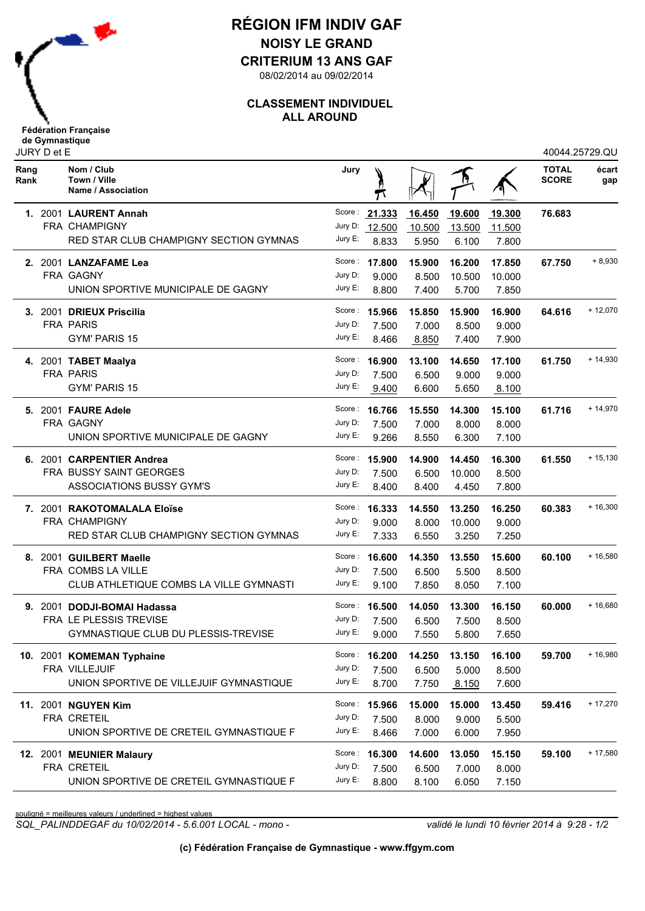# RÉGION IFM INDIV GAF

## NOISY LE GRAND

## CRITERIUM 13 ANS GAF

08/02/2014 au 09/02/2014

### CLASSEMENT INDIVIDUEL
### ALL AROUND

**Fédération Française de Gymnastique**

JURY D et E

40044.25729.QU

| Rang Rank | | Nom / Club Town / Ville Name / Association | Jury | Saut | Barres | Poutre | Sol | TOTAL SCORE | écart gap |
|---|---|---|---|---|---|---|---|---|---|
| **1.** | 2001 | **LAURENT Annah** | Score : | **21.333** | **16.450** | **19.600** | **19.300** | **76.683** | |
| | FRA | CHAMPIGNY | Jury D: | 12.500 | 10.500 | 13.500 | 11.500 | | |
| | | RED STAR CLUB CHAMPIGNY SECTION GYMNAS | Jury E: | 8.833 | 5.950 | 6.100 | 7.800 | | |
| **2.** | 2001 | **LANZAFAME Lea** | Score : | **17.800** | **15.900** | **16.200** | **17.850** | **67.750** | + 8,930 |
| | FRA | GAGNY | Jury D: | 9.000 | 8.500 | 10.500 | 10.000 | | |
| | | UNION SPORTIVE MUNICIPALE DE GAGNY | Jury E: | 8.800 | 7.400 | 5.700 | 7.850 | | |
| **3.** | 2001 | **DRIEUX Priscilia** | Score : | **15.966** | **15.850** | **15.900** | **16.900** | **64.616** | + 12,070 |
| | FRA | PARIS | Jury D: | 7.500 | 7.000 | 8.500 | 9.000 | | |
| | | GYM' PARIS 15 | Jury E: | 8.466 | 8.850 | 7.400 | 7.900 | | |
| **4.** | 2001 | **TABET Maalya** | Score : | **16.900** | **13.100** | **14.650** | **17.100** | **61.750** | + 14,930 |
| | FRA | PARIS | Jury D: | 7.500 | 6.500 | 9.000 | 9.000 | | |
| | | GYM' PARIS 15 | Jury E: | 9.400 | 6.600 | 5.650 | 8.100 | | |
| **5.** | 2001 | **FAURE Adele** | Score : | **16.766** | **15.550** | **14.300** | **15.100** | **61.716** | + 14,970 |
| | FRA | GAGNY | Jury D: | 7.500 | 7.000 | 8.000 | 8.000 | | |
| | | UNION SPORTIVE MUNICIPALE DE GAGNY | Jury E: | 9.266 | 8.550 | 6.300 | 7.100 | | |
| **6.** | 2001 | **CARPENTIER Andrea** | Score : | **15.900** | **14.900** | **14.450** | **16.300** | **61.550** | + 15,130 |
| | FRA | BUSSY SAINT GEORGES | Jury D: | 7.500 | 6.500 | 10.000 | 8.500 | | |
| | | ASSOCIATIONS BUSSY GYM'S | Jury E: | 8.400 | 8.400 | 4.450 | 7.800 | | |
| **7.** | 2001 | **RAKOTOMALALA Eloïse** | Score : | **16.333** | **14.550** | **13.250** | **16.250** | **60.383** | + 16,300 |
| | FRA | CHAMPIGNY | Jury D: | 9.000 | 8.000 | 10.000 | 9.000 | | |
| | | RED STAR CLUB CHAMPIGNY SECTION GYMNAS | Jury E: | 7.333 | 6.550 | 3.250 | 7.250 | | |
| **8.** | 2001 | **GUILBERT Maelle** | Score : | **16.600** | **14.350** | **13.550** | **15.600** | **60.100** | + 16,580 |
| | FRA | COMBS LA VILLE | Jury D: | 7.500 | 6.500 | 5.500 | 8.500 | | |
| | | CLUB ATHLETIQUE COMBS LA VILLE GYMNASTI | Jury E: | 9.100 | 7.850 | 8.050 | 7.100 | | |
| **9.** | 2001 | **DODJI-BOMAI Hadassa** | Score : | **16.500** | **14.050** | **13.300** | **16.150** | **60.000** | + 16,680 |
| | FRA | LE PLESSIS TREVISE | Jury D: | 7.500 | 6.500 | 7.500 | 8.500 | | |
| | | GYMNASTIQUE CLUB DU PLESSIS-TREVISE | Jury E: | 9.000 | 7.550 | 5.800 | 7.650 | | |
| **10.** | 2001 | **KOMEMAN Typhaine** | Score : | **16.200** | **14.250** | **13.150** | **16.100** | **59.700** | + 16,980 |
| | FRA | VILLEJUIF | Jury D: | 7.500 | 6.500 | 5.000 | 8.500 | | |
| | | UNION SPORTIVE DE VILLEJUIF GYMNASTIQUE | Jury E: | 8.700 | 7.750 | 8.150 | 7.600 | | |
| **11.** | 2001 | **NGUYEN Kim** | Score : | **15.966** | **15.000** | **15.000** | **13.450** | **59.416** | + 17,270 |
| | FRA | CRETEIL | Jury D: | 7.500 | 8.000 | 9.000 | 5.500 | | |
| | | UNION SPORTIVE DE CRETEIL GYMNASTIQUE F | Jury E: | 8.466 | 7.000 | 6.000 | 7.950 | | |
| **12.** | 2001 | **MEUNIER Malaury** | Score : | **16.300** | **14.600** | **13.050** | **15.150** | **59.100** | + 17,580 |
| | FRA | CRETEIL | Jury D: | 7.500 | 6.500 | 7.000 | 8.000 | | |
| | | UNION SPORTIVE DE CRETEIL GYMNASTIQUE F | Jury E: | 8.800 | 8.100 | 6.050 | 7.150 | | |

souligné = meilleures valeurs / underlined = highest values

*SQL_PALINDDEGAF du 10/02/2014 - 5.6.001 LOCAL - mono -* *validé le lundi 10 février 2014 à 9:28 - 1/2*

**(c) Fédération Française de Gymnastique - www.ffgym.com**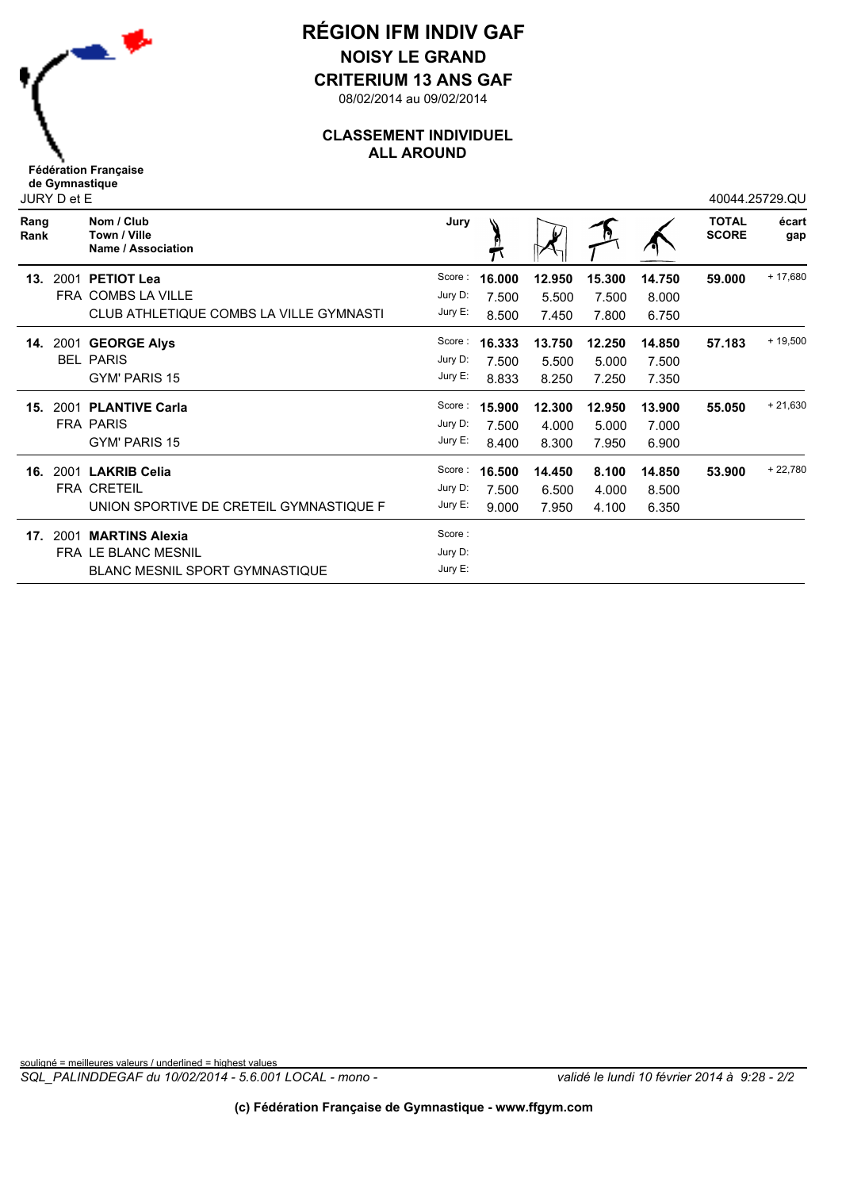# RÉGION IFM INDIV GAF

## NOISY LE GRAND

## CRITERIUM 13 ANS GAF

08/02/2014 au 09/02/2014

### CLASSEMENT INDIVIDUEL
### ALL AROUND

Fédération Française de Gymnastique

JURY D et E

40044.25729.QU

| Rang / Rank | | Nom / Club / Town / Ville / Name / Association | Jury | Saut | Barres | Poutre | Sol | TOTAL SCORE | écart gap |
|---|---|---|---|---|---|---|---|---|---|
| **13.** | 2001 | **PETIOT Lea** | Score : | **16.000** | **12.950** | **15.300** | **14.750** | **59.000** | + 17,680 |
| | FRA | COMBS LA VILLE | Jury D: | 7.500 | 5.500 | 7.500 | 8.000 | | |
| | | CLUB ATHLETIQUE COMBS LA VILLE GYMNASTI | Jury E: | 8.500 | 7.450 | 7.800 | 6.750 | | |
| **14.** | 2001 | **GEORGE Alys** | Score : | **16.333** | **13.750** | **12.250** | **14.850** | **57.183** | + 19,500 |
| | BEL | PARIS | Jury D: | 7.500 | 5.500 | 5.000 | 7.500 | | |
| | | GYM' PARIS 15 | Jury E: | 8.833 | 8.250 | 7.250 | 7.350 | | |
| **15.** | 2001 | **PLANTIVE Carla** | Score : | **15.900** | **12.300** | **12.950** | **13.900** | **55.050** | + 21,630 |
| | FRA | PARIS | Jury D: | 7.500 | 4.000 | 5.000 | 7.000 | | |
| | | GYM' PARIS 15 | Jury E: | 8.400 | 8.300 | 7.950 | 6.900 | | |
| **16.** | 2001 | **LAKRIB Celia** | Score : | **16.500** | **14.450** | **8.100** | **14.850** | **53.900** | + 22,780 |
| | FRA | CRETEIL | Jury D: | 7.500 | 6.500 | 4.000 | 8.500 | | |
| | | UNION SPORTIVE DE CRETEIL GYMNASTIQUE F | Jury E: | 9.000 | 7.950 | 4.100 | 6.350 | | |
| **17.** | 2001 | **MARTINS Alexia** | Score : | | | | | | |
| | FRA | LE BLANC MESNIL | Jury D: | | | | | | |
| | | BLANC MESNIL SPORT GYMNASTIQUE | Jury E: | | | | | | |

souligné = meilleures valeurs / underlined = highest values

*SQL_PALINDDEGAF du 10/02/2014 - 5.6.001 LOCAL - mono -*

*validé le lundi 10 février 2014 à 9:28*

**(c) Fédération Française de Gymnastique - www.ffgym.com**